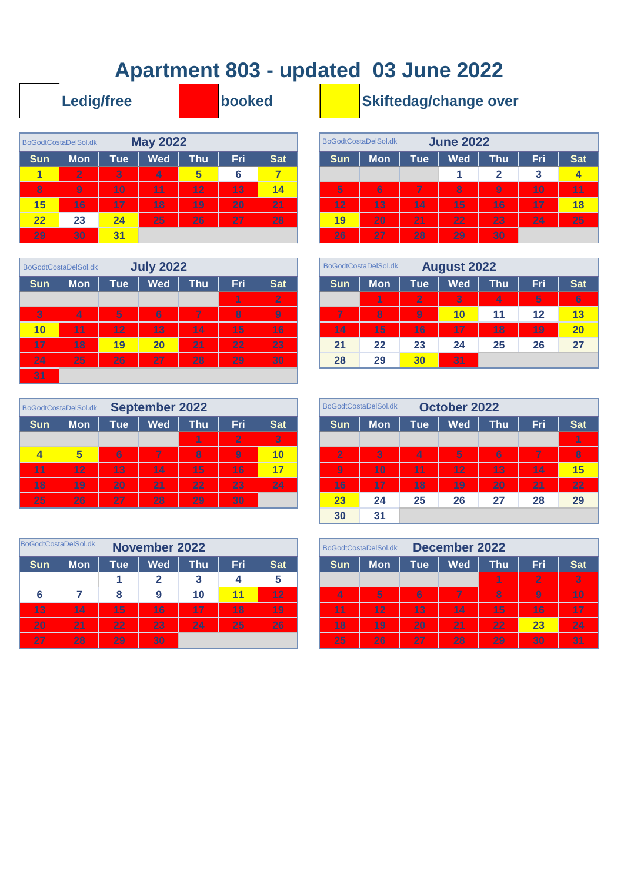# Apartment 803 - updated 03 June 2022

Ledig/free | booked | Skiftedag/change over

BoGodtCostaDelSol.dk

## May 2022

| Sun | Mon | Tue | Wed | Thu | Fri | Sat |
|---|---|---|---|---|---|---|
| 1 | 2 | 3 | 4 | 5 | 6 | 7 |
| 8 | 9 | 10 | 11 | 12 | 13 | 14 |
| 15 | 16 | 17 | 18 | 19 | 20 | 21 |
| 22 | 23 | 24 | 25 | 26 | 27 | 28 |
| 29 | 30 | 31 | | | | |

BoGodtCostaDelSol.dk

## June 2022

| Sun | Mon | Tue | Wed | Thu | Fri | Sat |
|---|---|---|---|---|---|---|
| | | | 1 | 2 | 3 | 4 |
| 5 | 6 | 7 | 8 | 9 | 10 | 11 |
| 12 | 13 | 14 | 15 | 16 | 17 | 18 |
| 19 | 20 | 21 | 22 | 23 | 24 | 25 |
| 26 | 27 | 28 | 29 | 30 | | |

BoGodtCostaDelSol.dk

## July 2022

| Sun | Mon | Tue | Wed | Thu | Fri | Sat |
|---|---|---|---|---|---|---|
| | | | | | 1 | 2 |
| 3 | 4 | 5 | 6 | 7 | 8 | 9 |
| 10 | 11 | 12 | 13 | 14 | 15 | 16 |
| 17 | 18 | 19 | 20 | 21 | 22 | 23 |
| 24 | 25 | 26 | 27 | 28 | 29 | 30 |
| 31 | | | | | | |

BoGodtCostaDelSol.dk

## August 2022

| Sun | Mon | Tue | Wed | Thu | Fri | Sat |
|---|---|---|---|---|---|---|
| | 1 | 2 | 3 | 4 | 5 | 6 |
| 7 | 8 | 9 | 10 | 11 | 12 | 13 |
| 14 | 15 | 16 | 17 | 18 | 19 | 20 |
| 21 | 22 | 23 | 24 | 25 | 26 | 27 |
| 28 | 29 | 30 | 31 | | | |

BoGodtCostaDelSol.dk

## September 2022

| Sun | Mon | Tue | Wed | Thu | Fri | Sat |
|---|---|---|---|---|---|---|
| | | | | 1 | 2 | 3 |
| 4 | 5 | 6 | 7 | 8 | 9 | 10 |
| 11 | 12 | 13 | 14 | 15 | 16 | 17 |
| 18 | 19 | 20 | 21 | 22 | 23 | 24 |
| 25 | 26 | 27 | 28 | 29 | 30 | |

BoGodtCostaDelSol.dk

## October 2022

| Sun | Mon | Tue | Wed | Thu | Fri | Sat |
|---|---|---|---|---|---|---|
| | | | | | | 1 |
| 2 | 3 | 4 | 5 | 6 | 7 | 8 |
| 9 | 10 | 11 | 12 | 13 | 14 | 15 |
| 16 | 17 | 18 | 19 | 20 | 21 | 22 |
| 23 | 24 | 25 | 26 | 27 | 28 | 29 |
| 30 | 31 | | | | | |

BoGodtCostaDelSol.dk

## November 2022

| Sun | Mon | Tue | Wed | Thu | Fri | Sat |
|---|---|---|---|---|---|---|
| | | 1 | 2 | 3 | 4 | 5 |
| 6 | 7 | 8 | 9 | 10 | 11 | 12 |
| 13 | 14 | 15 | 16 | 17 | 18 | 19 |
| 20 | 21 | 22 | 23 | 24 | 25 | 26 |
| 27 | 28 | 29 | 30 | | | |

BoGodtCostaDelSol.dk

## December 2022

| Sun | Mon | Tue | Wed | Thu | Fri | Sat |
|---|---|---|---|---|---|---|
| | | | | 1 | 2 | 3 |
| 4 | 5 | 6 | 7 | 8 | 9 | 10 |
| 11 | 12 | 13 | 14 | 15 | 16 | 17 |
| 18 | 19 | 20 | 21 | 22 | 23 | 24 |
| 25 | 26 | 27 | 28 | 29 | 30 | 31 |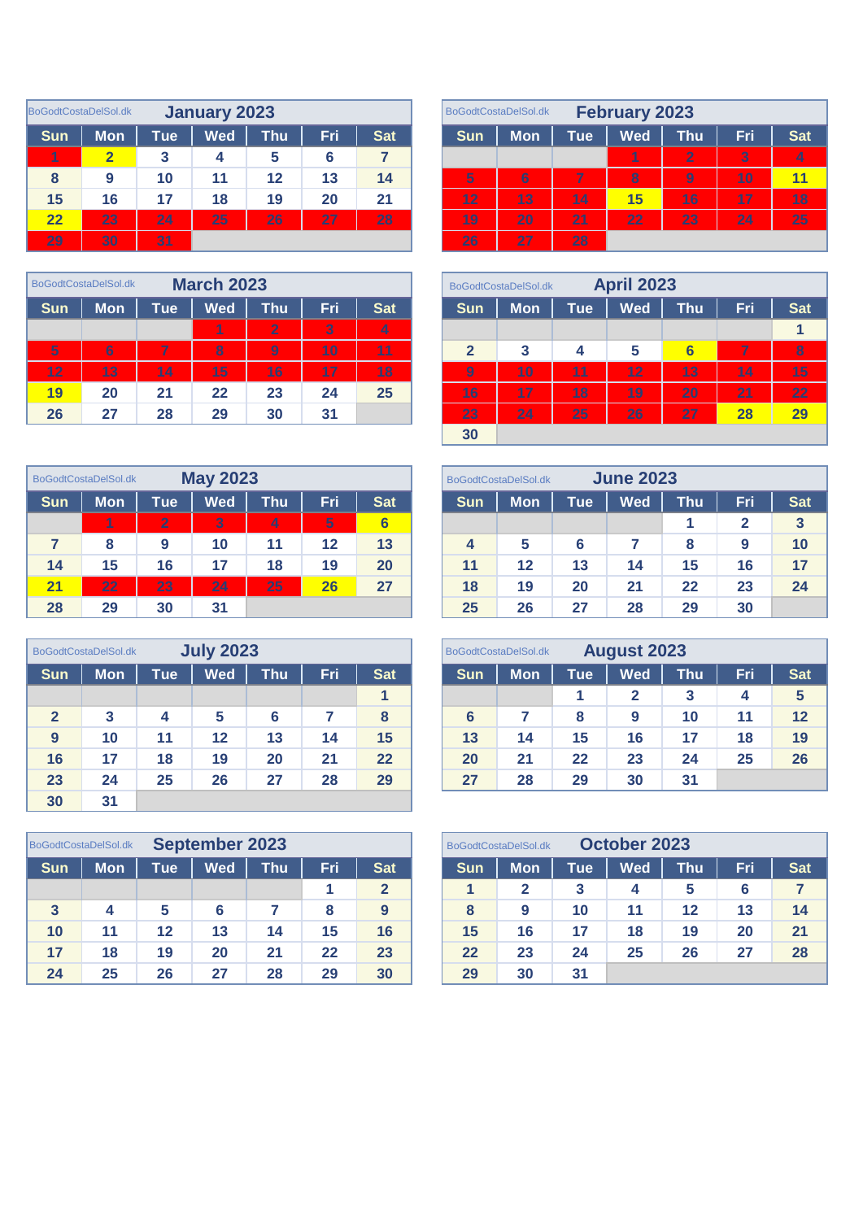BoGodtCostaDelSol.dk

## January 2023

| Sun | Mon | Tue | Wed | Thu | Fri | Sat |
|---|---|---|---|---|---|---|
| 1 | 2 | 3 | 4 | 5 | 6 | 7 |
| 8 | 9 | 10 | 11 | 12 | 13 | 14 |
| 15 | 16 | 17 | 18 | 19 | 20 | 21 |
| 22 | 23 | 24 | 25 | 26 | 27 | 28 |
| 29 | 30 | 31 | | | | |

BoGodtCostaDelSol.dk

## February 2023

| Sun | Mon | Tue | Wed | Thu | Fri | Sat |
|---|---|---|---|---|---|---|
| | | | 1 | 2 | 3 | 4 |
| 5 | 6 | 7 | 8 | 9 | 10 | 11 |
| 12 | 13 | 14 | 15 | 16 | 17 | 18 |
| 19 | 20 | 21 | 22 | 23 | 24 | 25 |
| 26 | 27 | 28 | | | | |

BoGodtCostaDelSol.dk

## March 2023

| Sun | Mon | Tue | Wed | Thu | Fri | Sat |
|---|---|---|---|---|---|---|
| | | | 1 | 2 | 3 | 4 |
| 5 | 6 | 7 | 8 | 9 | 10 | 11 |
| 12 | 13 | 14 | 15 | 16 | 17 | 18 |
| 19 | 20 | 21 | 22 | 23 | 24 | 25 |
| 26 | 27 | 28 | 29 | 30 | 31 | |

BoGodtCostaDelSol.dk

## April 2023

| Sun | Mon | Tue | Wed | Thu | Fri | Sat |
|---|---|---|---|---|---|---|
| | | | | | | 1 |
| 2 | 3 | 4 | 5 | 6 | 7 | 8 |
| 9 | 10 | 11 | 12 | 13 | 14 | 15 |
| 16 | 17 | 18 | 19 | 20 | 21 | 22 |
| 23 | 24 | 25 | 26 | 27 | 28 | 29 |
| 30 | | | | | | |

BoGodtCostaDelSol.dk

## May 2023

| Sun | Mon | Tue | Wed | Thu | Fri | Sat |
|---|---|---|---|---|---|---|
| | 1 | 2 | 3 | 4 | 5 | 6 |
| 7 | 8 | 9 | 10 | 11 | 12 | 13 |
| 14 | 15 | 16 | 17 | 18 | 19 | 20 |
| 21 | 22 | 23 | 24 | 25 | 26 | 27 |
| 28 | 29 | 30 | 31 | | | |

BoGodtCostaDelSol.dk

## June 2023

| Sun | Mon | Tue | Wed | Thu | Fri | Sat |
|---|---|---|---|---|---|---|
| | | | | 1 | 2 | 3 |
| 4 | 5 | 6 | 7 | 8 | 9 | 10 |
| 11 | 12 | 13 | 14 | 15 | 16 | 17 |
| 18 | 19 | 20 | 21 | 22 | 23 | 24 |
| 25 | 26 | 27 | 28 | 29 | 30 | |

BoGodtCostaDelSol.dk

## July 2023

| Sun | Mon | Tue | Wed | Thu | Fri | Sat |
|---|---|---|---|---|---|---|
| | | | | | | 1 |
| 2 | 3 | 4 | 5 | 6 | 7 | 8 |
| 9 | 10 | 11 | 12 | 13 | 14 | 15 |
| 16 | 17 | 18 | 19 | 20 | 21 | 22 |
| 23 | 24 | 25 | 26 | 27 | 28 | 29 |
| 30 | 31 | | | | | |

BoGodtCostaDelSol.dk

## August 2023

| Sun | Mon | Tue | Wed | Thu | Fri | Sat |
|---|---|---|---|---|---|---|
| | | 1 | 2 | 3 | 4 | 5 |
| 6 | 7 | 8 | 9 | 10 | 11 | 12 |
| 13 | 14 | 15 | 16 | 17 | 18 | 19 |
| 20 | 21 | 22 | 23 | 24 | 25 | 26 |
| 27 | 28 | 29 | 30 | 31 | | |

BoGodtCostaDelSol.dk

## September 2023

| Sun | Mon | Tue | Wed | Thu | Fri | Sat |
|---|---|---|---|---|---|---|
| | | | | | 1 | 2 |
| 3 | 4 | 5 | 6 | 7 | 8 | 9 |
| 10 | 11 | 12 | 13 | 14 | 15 | 16 |
| 17 | 18 | 19 | 20 | 21 | 22 | 23 |
| 24 | 25 | 26 | 27 | 28 | 29 | 30 |

BoGodtCostaDelSol.dk

## October 2023

| Sun | Mon | Tue | Wed | Thu | Fri | Sat |
|---|---|---|---|---|---|---|
| 1 | 2 | 3 | 4 | 5 | 6 | 7 |
| 8 | 9 | 10 | 11 | 12 | 13 | 14 |
| 15 | 16 | 17 | 18 | 19 | 20 | 21 |
| 22 | 23 | 24 | 25 | 26 | 27 | 28 |
| 29 | 30 | 31 | | | | |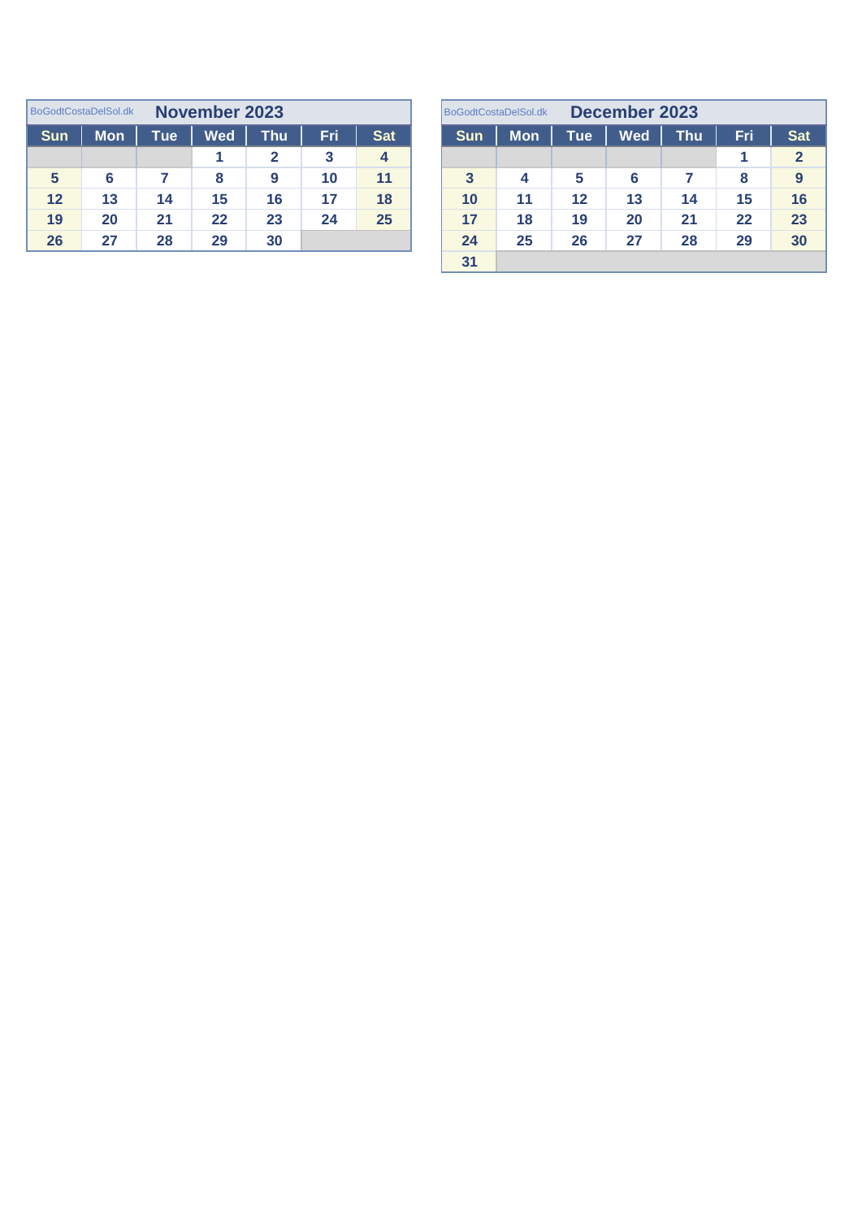BoGodtCostaDelSol.dk

## November 2023

| Sun | Mon | Tue | Wed | Thu | Fri | Sat |
|---|---|---|---|---|---|---|
| | | | 1 | 2 | 3 | 4 |
| 5 | 6 | 7 | 8 | 9 | 10 | 11 |
| 12 | 13 | 14 | 15 | 16 | 17 | 18 |
| 19 | 20 | 21 | 22 | 23 | 24 | 25 |
| 26 | 27 | 28 | 29 | 30 | | |

BoGodtCostaDelSol.dk

## December 2023

| Sun | Mon | Tue | Wed | Thu | Fri | Sat |
|---|---|---|---|---|---|---|
| | | | | | 1 | 2 |
| 3 | 4 | 5 | 6 | 7 | 8 | 9 |
| 10 | 11 | 12 | 13 | 14 | 15 | 16 |
| 17 | 18 | 19 | 20 | 21 | 22 | 23 |
| 24 | 25 | 26 | 27 | 28 | 29 | 30 |
| 31 | | | | | | |